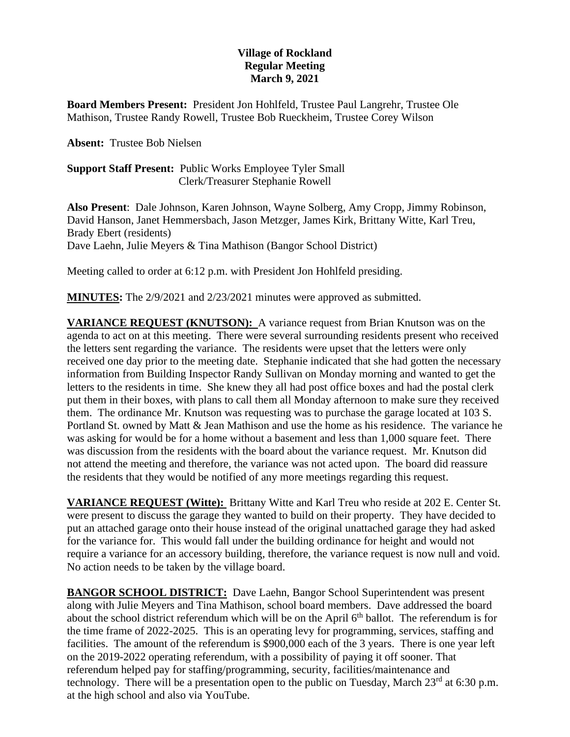**Village of Rockland**
**Regular Meeting**
**March 9, 2021**

**Board Members Present:** President Jon Hohlfeld, Trustee Paul Langrehr, Trustee Ole Mathison, Trustee Randy Rowell, Trustee Bob Rueckheim, Trustee Corey Wilson

**Absent:** Trustee Bob Nielsen

**Support Staff Present:** Public Works Employee Tyler Small
Clerk/Treasurer Stephanie Rowell

**Also Present**: Dale Johnson, Karen Johnson, Wayne Solberg, Amy Cropp, Jimmy Robinson, David Hanson, Janet Hemmersbach, Jason Metzger, James Kirk, Brittany Witte, Karl Treu, Brady Ebert (residents)
Dave Laehn, Julie Meyers & Tina Mathison (Bangor School District)

Meeting called to order at 6:12 p.m. with President Jon Hohlfeld presiding.

**MINUTES:** The 2/9/2021 and 2/23/2021 minutes were approved as submitted.

**VARIANCE REQUEST (KNUTSON):** A variance request from Brian Knutson was on the agenda to act on at this meeting. There were several surrounding residents present who received the letters sent regarding the variance. The residents were upset that the letters were only received one day prior to the meeting date. Stephanie indicated that she had gotten the necessary information from Building Inspector Randy Sullivan on Monday morning and wanted to get the letters to the residents in time. She knew they all had post office boxes and had the postal clerk put them in their boxes, with plans to call them all Monday afternoon to make sure they received them. The ordinance Mr. Knutson was requesting was to purchase the garage located at 103 S. Portland St. owned by Matt & Jean Mathison and use the home as his residence. The variance he was asking for would be for a home without a basement and less than 1,000 square feet. There was discussion from the residents with the board about the variance request. Mr. Knutson did not attend the meeting and therefore, the variance was not acted upon. The board did reassure the residents that they would be notified of any more meetings regarding this request.

**VARIANCE REQUEST (Witte):** Brittany Witte and Karl Treu who reside at 202 E. Center St. were present to discuss the garage they wanted to build on their property. They have decided to put an attached garage onto their house instead of the original unattached garage they had asked for the variance for. This would fall under the building ordinance for height and would not require a variance for an accessory building, therefore, the variance request is now null and void. No action needs to be taken by the village board.

**BANGOR SCHOOL DISTRICT:** Dave Laehn, Bangor School Superintendent was present along with Julie Meyers and Tina Mathison, school board members. Dave addressed the board about the school district referendum which will be on the April 6th ballot. The referendum is for the time frame of 2022-2025. This is an operating levy for programming, services, staffing and facilities. The amount of the referendum is $900,000 each of the 3 years. There is one year left on the 2019-2022 operating referendum, with a possibility of paying it off sooner. That referendum helped pay for staffing/programming, security, facilities/maintenance and technology. There will be a presentation open to the public on Tuesday, March 23rd at 6:30 p.m. at the high school and also via YouTube.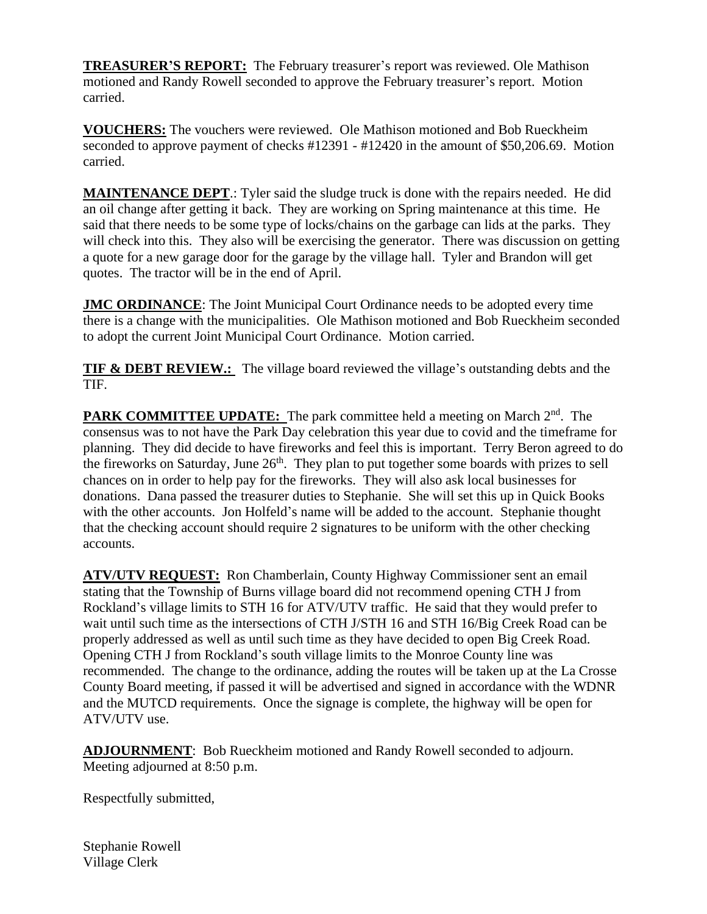**TREASURER'S REPORT:** The February treasurer's report was reviewed. Ole Mathison motioned and Randy Rowell seconded to approve the February treasurer's report. Motion carried.

**VOUCHERS:** The vouchers were reviewed. Ole Mathison motioned and Bob Rueckheim seconded to approve payment of checks #12391 - #12420 in the amount of $50,206.69. Motion carried.

**MAINTENANCE DEPT**.: Tyler said the sludge truck is done with the repairs needed. He did an oil change after getting it back. They are working on Spring maintenance at this time. He said that there needs to be some type of locks/chains on the garbage can lids at the parks. They will check into this. They also will be exercising the generator. There was discussion on getting a quote for a new garage door for the garage by the village hall. Tyler and Brandon will get quotes. The tractor will be in the end of April.

**JMC ORDINANCE**: The Joint Municipal Court Ordinance needs to be adopted every time there is a change with the municipalities. Ole Mathison motioned and Bob Rueckheim seconded to adopt the current Joint Municipal Court Ordinance. Motion carried.

**TIF & DEBT REVIEW.:** The village board reviewed the village's outstanding debts and the TIF.

**PARK COMMITTEE UPDATE:** The park committee held a meeting on March 2nd. The consensus was to not have the Park Day celebration this year due to covid and the timeframe for planning. They did decide to have fireworks and feel this is important. Terry Beron agreed to do the fireworks on Saturday, June 26th. They plan to put together some boards with prizes to sell chances on in order to help pay for the fireworks. They will also ask local businesses for donations. Dana passed the treasurer duties to Stephanie. She will set this up in Quick Books with the other accounts. Jon Holfeld's name will be added to the account. Stephanie thought that the checking account should require 2 signatures to be uniform with the other checking accounts.

**ATV/UTV REQUEST:** Ron Chamberlain, County Highway Commissioner sent an email stating that the Township of Burns village board did not recommend opening CTH J from Rockland's village limits to STH 16 for ATV/UTV traffic. He said that they would prefer to wait until such time as the intersections of CTH J/STH 16 and STH 16/Big Creek Road can be properly addressed as well as until such time as they have decided to open Big Creek Road. Opening CTH J from Rockland's south village limits to the Monroe County line was recommended. The change to the ordinance, adding the routes will be taken up at the La Crosse County Board meeting, if passed it will be advertised and signed in accordance with the WDNR and the MUTCD requirements. Once the signage is complete, the highway will be open for ATV/UTV use.

**ADJOURNMENT**: Bob Rueckheim motioned and Randy Rowell seconded to adjourn. Meeting adjourned at 8:50 p.m.

Respectfully submitted,

Stephanie Rowell
Village Clerk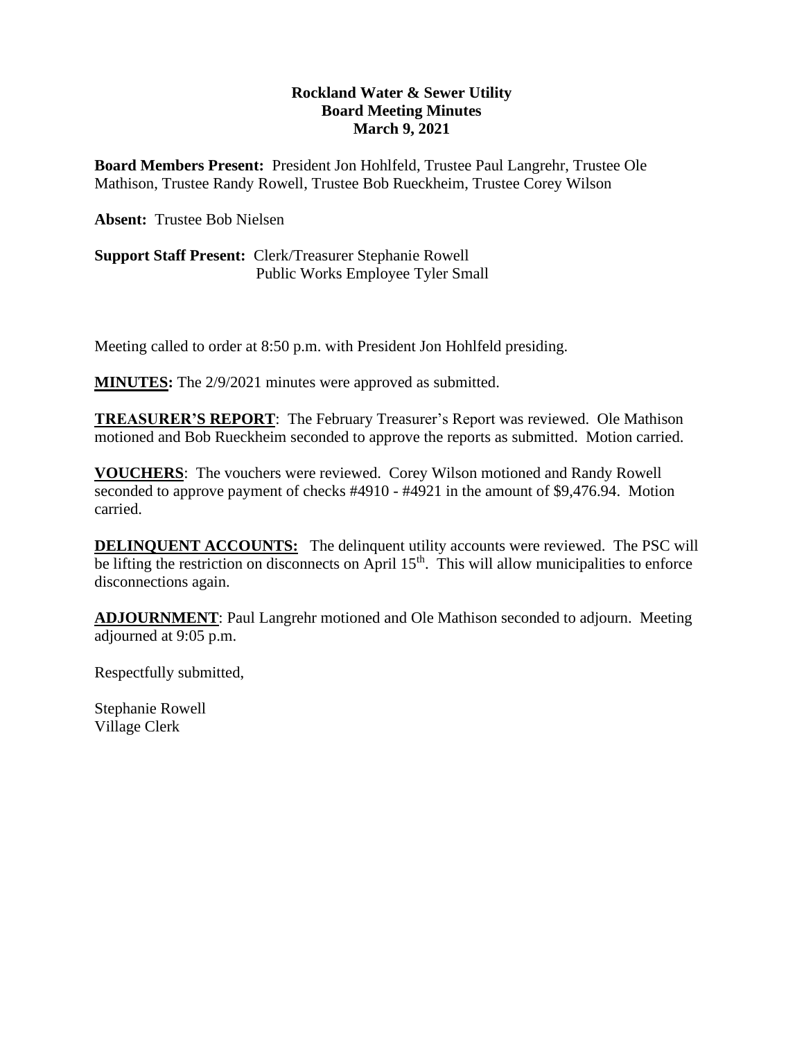**Rockland Water & Sewer Utility**
**Board Meeting Minutes**
**March 9, 2021**

**Board Members Present:** President Jon Hohlfeld, Trustee Paul Langrehr, Trustee Ole Mathison, Trustee Randy Rowell, Trustee Bob Rueckheim, Trustee Corey Wilson

**Absent:** Trustee Bob Nielsen

**Support Staff Present:** Clerk/Treasurer Stephanie Rowell
Public Works Employee Tyler Small

Meeting called to order at 8:50 p.m. with President Jon Hohlfeld presiding.

**MINUTES:** The 2/9/2021 minutes were approved as submitted.

**TREASURER'S REPORT**: The February Treasurer's Report was reviewed. Ole Mathison motioned and Bob Rueckheim seconded to approve the reports as submitted. Motion carried.

**VOUCHERS**: The vouchers were reviewed. Corey Wilson motioned and Randy Rowell seconded to approve payment of checks #4910 - #4921 in the amount of $9,476.94. Motion carried.

**DELINQUENT ACCOUNTS:** The delinquent utility accounts were reviewed. The PSC will be lifting the restriction on disconnects on April 15th. This will allow municipalities to enforce disconnections again.

**ADJOURNMENT**: Paul Langrehr motioned and Ole Mathison seconded to adjourn. Meeting adjourned at 9:05 p.m.

Respectfully submitted,

Stephanie Rowell
Village Clerk